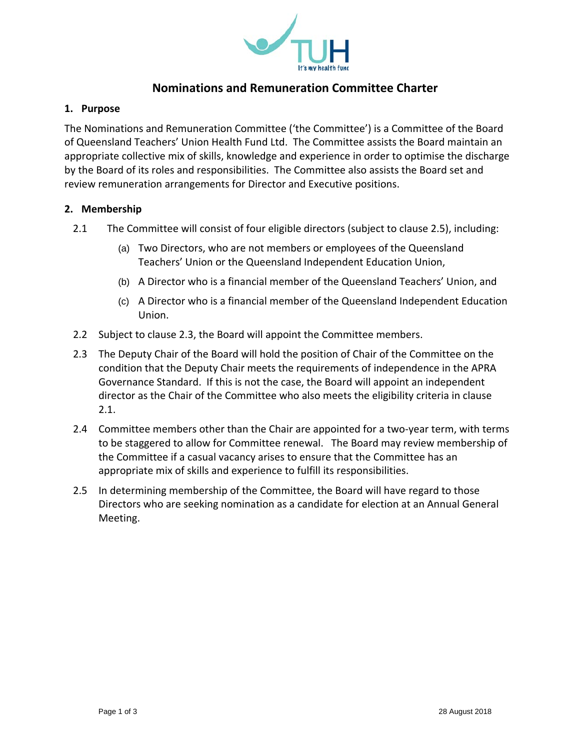# Nominations and Remuneration Committee Charter

## 1. Purpose

The Nominations and Remuneration Committee ('the Committee') is a Committee of the Board of Queensland Teachers' Union Health Fund Ltd. The Committee assists the Board maintain an appropriate collective mix of skills, knowledge and experience in order to optimise the discharge by the Board of its roles and responsibilities. The Committee also assists the Board set and review remuneration arrangements for Director and Executive positions.

## 2. Membership

2.1 The Committee will consist of four eligible directors (subject to clause 2.5), including:

- (a) Two Directors, who are not members or employees of the Queensland Teachers' Union or the Queensland Independent Education Union,
- (b) A Director who is a financial member of the Queensland Teachers' Union, and
- (c) A Director who is a financial member of the Queensland Independent Education Union.

2.2 Subject to clause 2.3, the Board will appoint the Committee members.

2.3 The Deputy Chair of the Board will hold the position of Chair of the Committee on the condition that the Deputy Chair meets the requirements of independence in the APRA Governance Standard. If this is not the case, the Board will appoint an independent director as the Chair of the Committee who also meets the eligibility criteria in clause 2.1.

2.4 Committee members other than the Chair are appointed for a two-year term, with terms to be staggered to allow for Committee renewal. The Board may review membership of the Committee if a casual vacancy arises to ensure that the Committee has an appropriate mix of skills and experience to fulfill its responsibilities.

2.5 In determining membership of the Committee, the Board will have regard to those Directors who are seeking nomination as a candidate for election at an Annual General Meeting.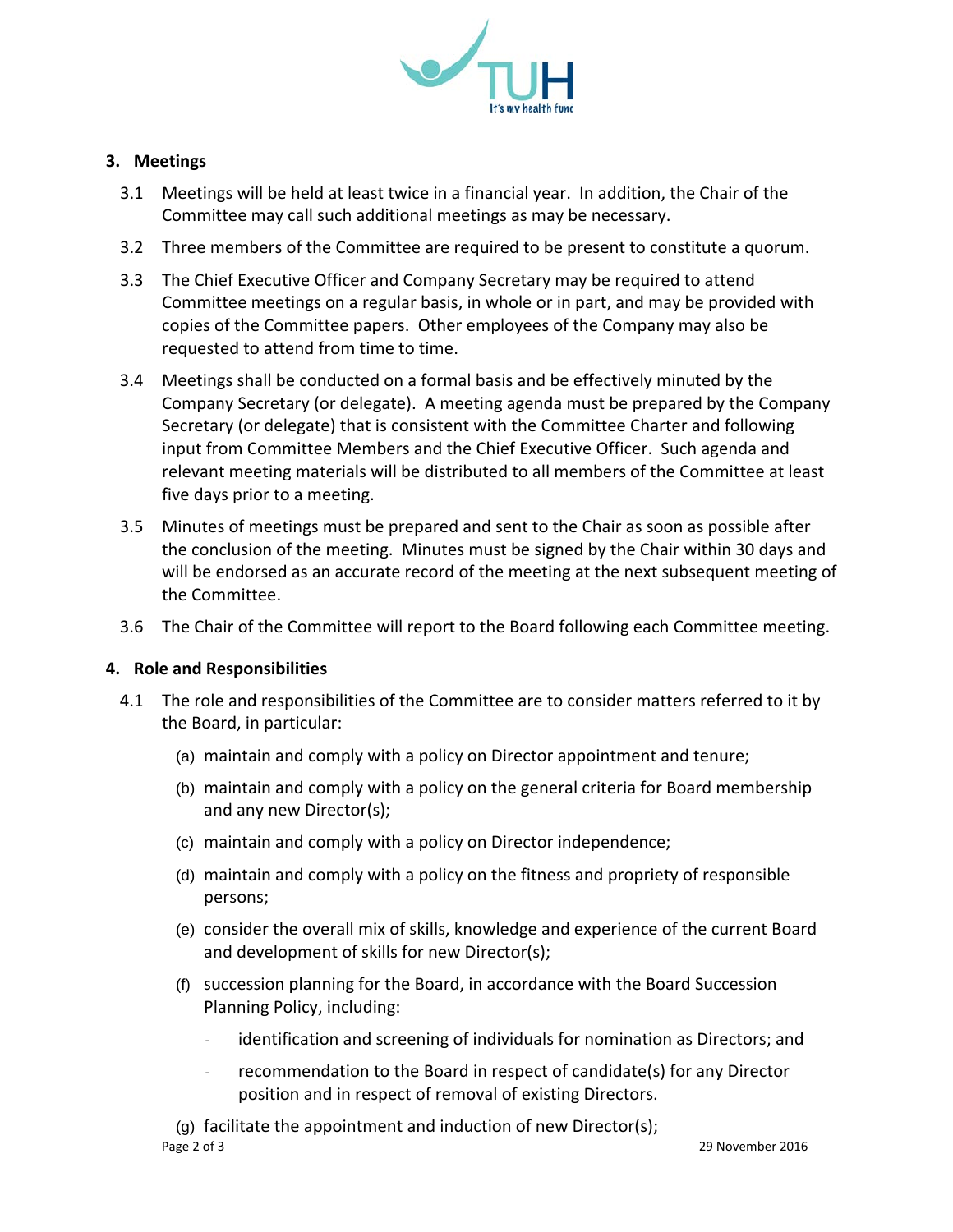## 3. Meetings

3.1 Meetings will be held at least twice in a financial year. In addition, the Chair of the Committee may call such additional meetings as may be necessary.

3.2 Three members of the Committee are required to be present to constitute a quorum.

3.3 The Chief Executive Officer and Company Secretary may be required to attend Committee meetings on a regular basis, in whole or in part, and may be provided with copies of the Committee papers. Other employees of the Company may also be requested to attend from time to time.

3.4 Meetings shall be conducted on a formal basis and be effectively minuted by the Company Secretary (or delegate). A meeting agenda must be prepared by the Company Secretary (or delegate) that is consistent with the Committee Charter and following input from Committee Members and the Chief Executive Officer. Such agenda and relevant meeting materials will be distributed to all members of the Committee at least five days prior to a meeting.

3.5 Minutes of meetings must be prepared and sent to the Chair as soon as possible after the conclusion of the meeting. Minutes must be signed by the Chair within 30 days and will be endorsed as an accurate record of the meeting at the next subsequent meeting of the Committee.

3.6 The Chair of the Committee will report to the Board following each Committee meeting.

## 4. Role and Responsibilities

4.1 The role and responsibilities of the Committee are to consider matters referred to it by the Board, in particular:

(a) maintain and comply with a policy on Director appointment and tenure;

(b) maintain and comply with a policy on the general criteria for Board membership and any new Director(s);

(c) maintain and comply with a policy on Director independence;

(d) maintain and comply with a policy on the fitness and propriety of responsible persons;

(e) consider the overall mix of skills, knowledge and experience of the current Board and development of skills for new Director(s);

(f) succession planning for the Board, in accordance with the Board Succession Planning Policy, including:

- identification and screening of individuals for nomination as Directors; and
- recommendation to the Board in respect of candidate(s) for any Director position and in respect of removal of existing Directors.

(g) facilitate the appointment and induction of new Director(s);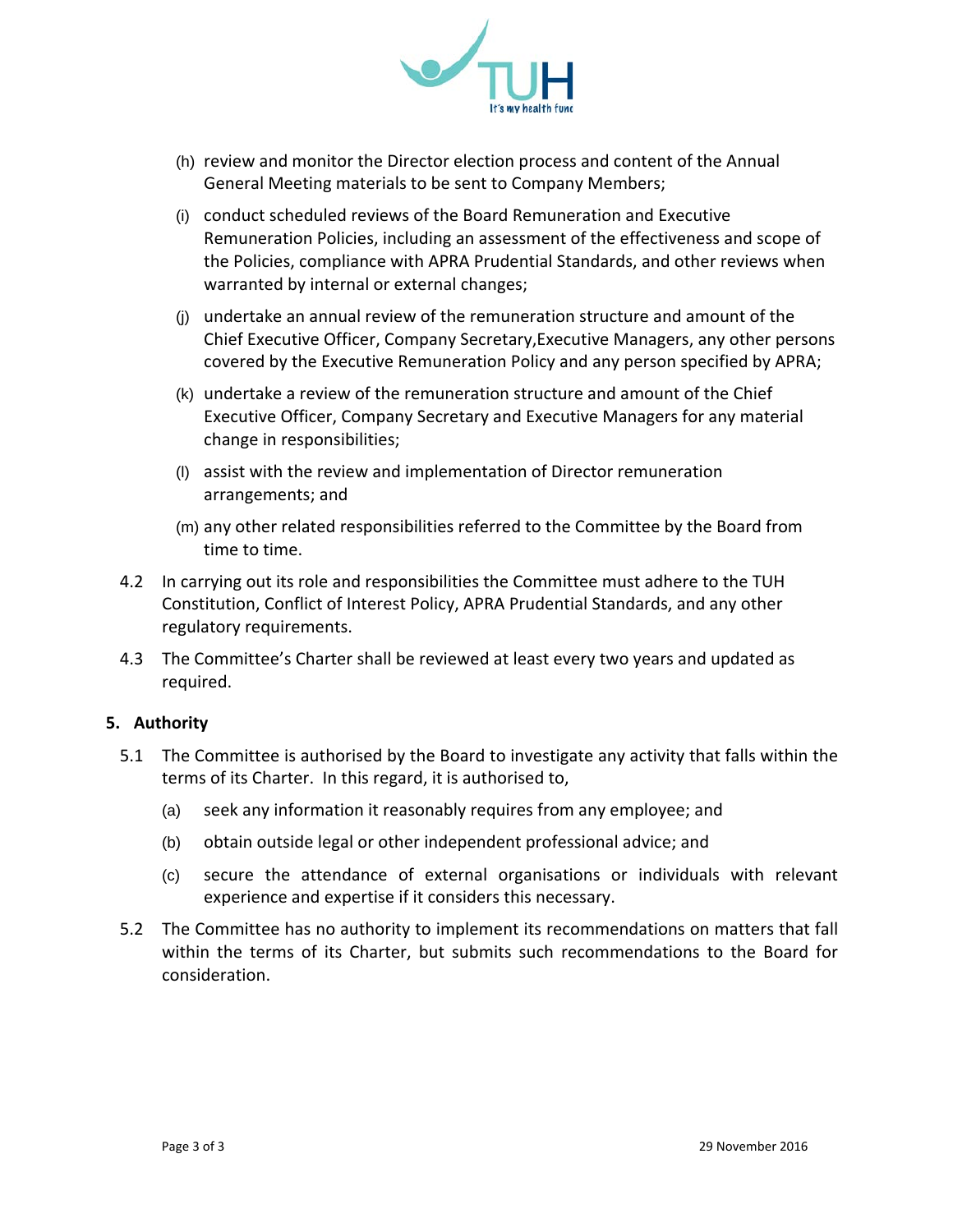(h) review and monitor the Director election process and content of the Annual General Meeting materials to be sent to Company Members;

(i) conduct scheduled reviews of the Board Remuneration and Executive Remuneration Policies, including an assessment of the effectiveness and scope of the Policies, compliance with APRA Prudential Standards, and other reviews when warranted by internal or external changes;

(j) undertake an annual review of the remuneration structure and amount of the Chief Executive Officer, Company Secretary,Executive Managers, any other persons covered by the Executive Remuneration Policy and any person specified by APRA;

(k) undertake a review of the remuneration structure and amount of the Chief Executive Officer, Company Secretary and Executive Managers for any material change in responsibilities;

(l) assist with the review and implementation of Director remuneration arrangements; and

(m) any other related responsibilities referred to the Committee by the Board from time to time.

4.2 In carrying out its role and responsibilities the Committee must adhere to the TUH Constitution, Conflict of Interest Policy, APRA Prudential Standards, and any other regulatory requirements.

4.3 The Committee's Charter shall be reviewed at least every two years and updated as required.

## 5. Authority

5.1 The Committee is authorised by the Board to investigate any activity that falls within the terms of its Charter. In this regard, it is authorised to,

(a) seek any information it reasonably requires from any employee; and

(b) obtain outside legal or other independent professional advice; and

(c) secure the attendance of external organisations or individuals with relevant experience and expertise if it considers this necessary.

5.2 The Committee has no authority to implement its recommendations on matters that fall within the terms of its Charter, but submits such recommendations to the Board for consideration.